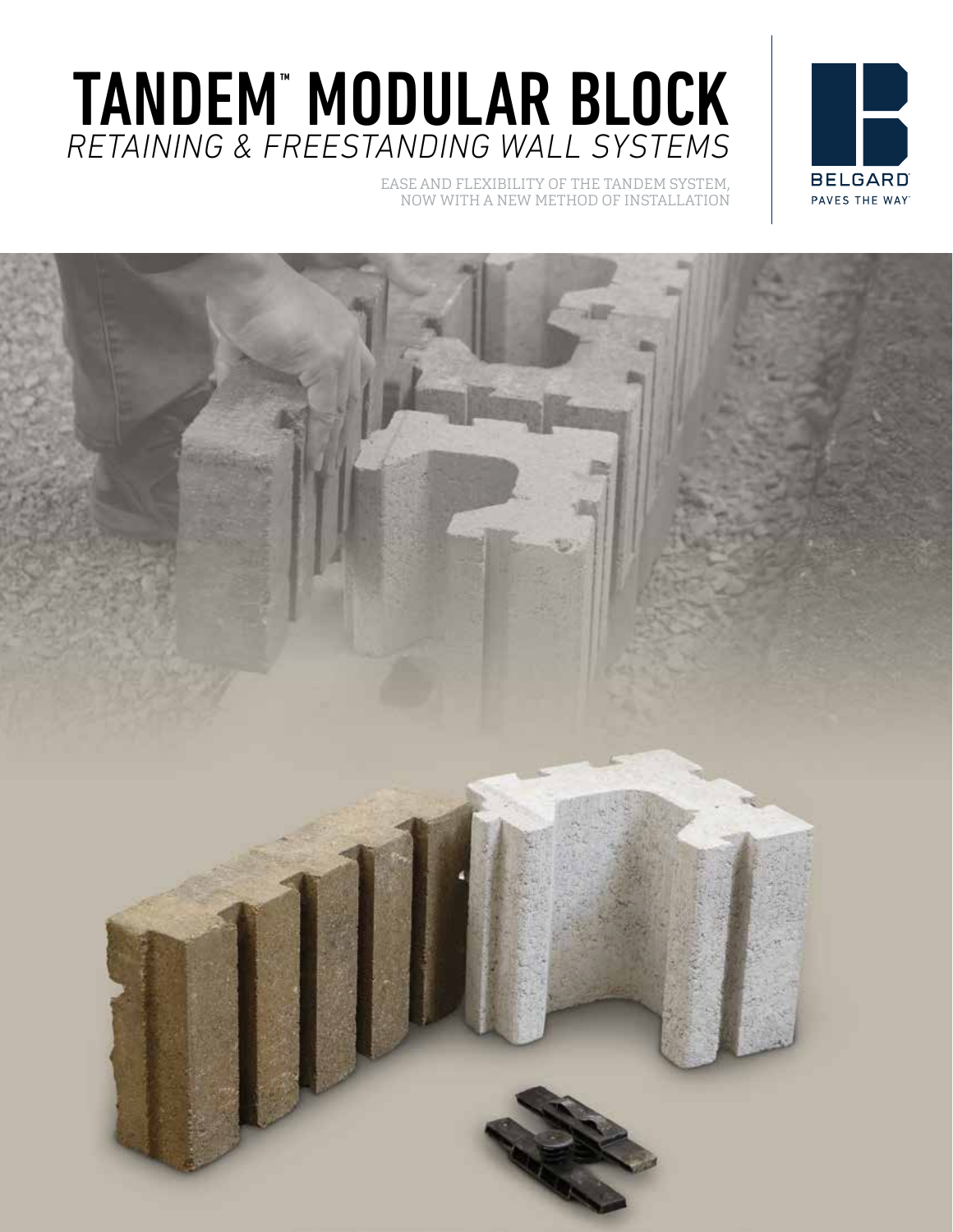# TANDEM™ MODULAR BLOCK

*RETAINING & FREESTANDING WALL SYSTEMS*

EASE AND FLEXIBILITY OF THE TANDEM SYSTEM, NOW WITH A NEW METHOD OF INSTALLATION

BELGARD®
PAVES THE WAY™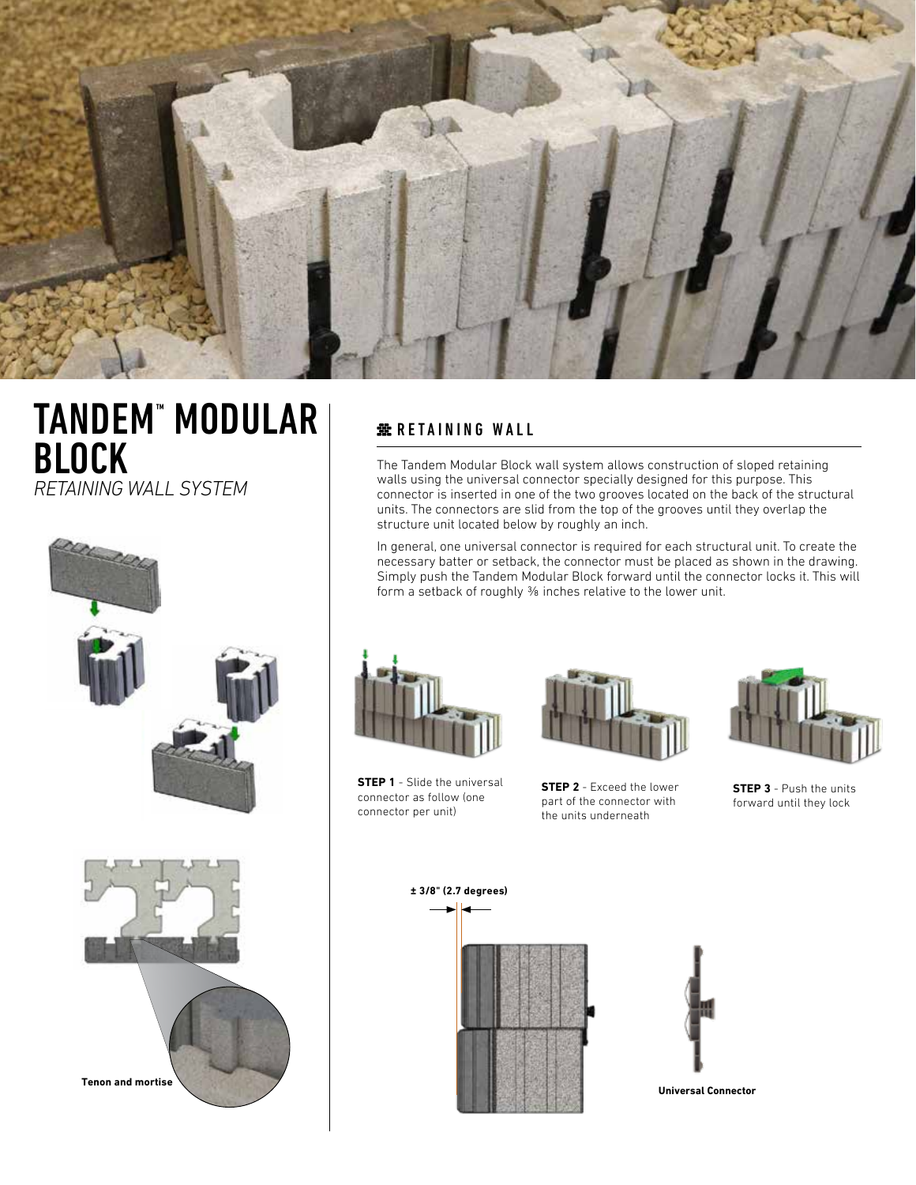# TANDEM™ MODULAR BLOCK

*RETAINING WALL SYSTEM*

## RETAINING WALL

The Tandem Modular Block wall system allows construction of sloped retaining walls using the universal connector specially designed for this purpose. This connector is inserted in one of the two grooves located on the back of the structural units. The connectors are slid from the top of the grooves until they overlap the structure unit located below by roughly an inch.

In general, one universal connector is required for each structural unit. To create the necessary batter or setback, the connector must be placed as shown in the drawing. Simply push the Tandem Modular Block forward until the connector locks it. This will form a setback of roughly ⅜ inches relative to the lower unit.

**STEP 1** - Slide the universal connector as follow (one connector per unit)

**STEP 2** - Exceed the lower part of the connector with the units underneath

**STEP 3** - Push the units forward until they lock

**± 3/8" (2.7 degrees)**

**Universal Connector**

**Tenon and mortise**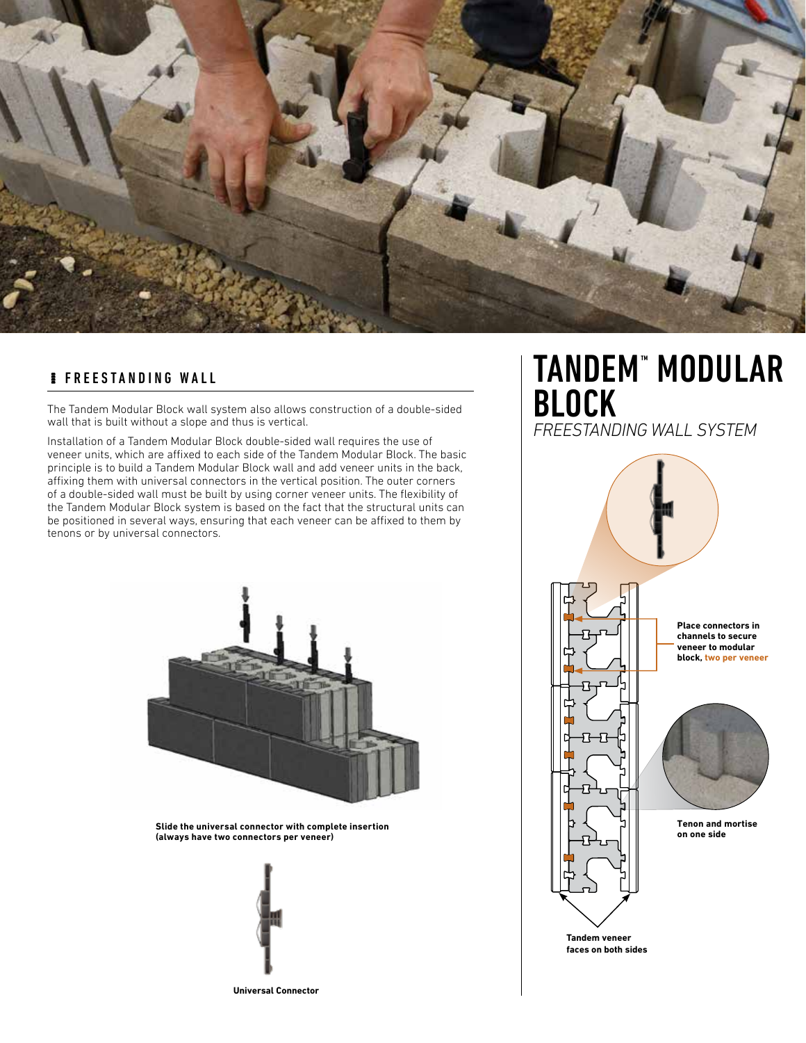## FREESTANDING WALL

The Tandem Modular Block wall system also allows construction of a double-sided wall that is built without a slope and thus is vertical.

Installation of a Tandem Modular Block double-sided wall requires the use of veneer units, which are affixed to each side of the Tandem Modular Block. The basic principle is to build a Tandem Modular Block wall and add veneer units in the back, affixing them with universal connectors in the vertical position. The outer corners of a double-sided wall must be built by using corner veneer units. The flexibility of the Tandem Modular Block system is based on the fact that the structural units can be positioned in several ways, ensuring that each veneer can be affixed to them by tenons or by universal connectors.

**Slide the universal connector with complete insertion (always have two connectors per veneer)**

**Universal Connector**

# TANDEM™ MODULAR BLOCK

*FREESTANDING WALL SYSTEM*

**Place connectors in channels to secure veneer to modular block, two per veneer**

**Tenon and mortise on one side**

**Tandem veneer faces on both sides**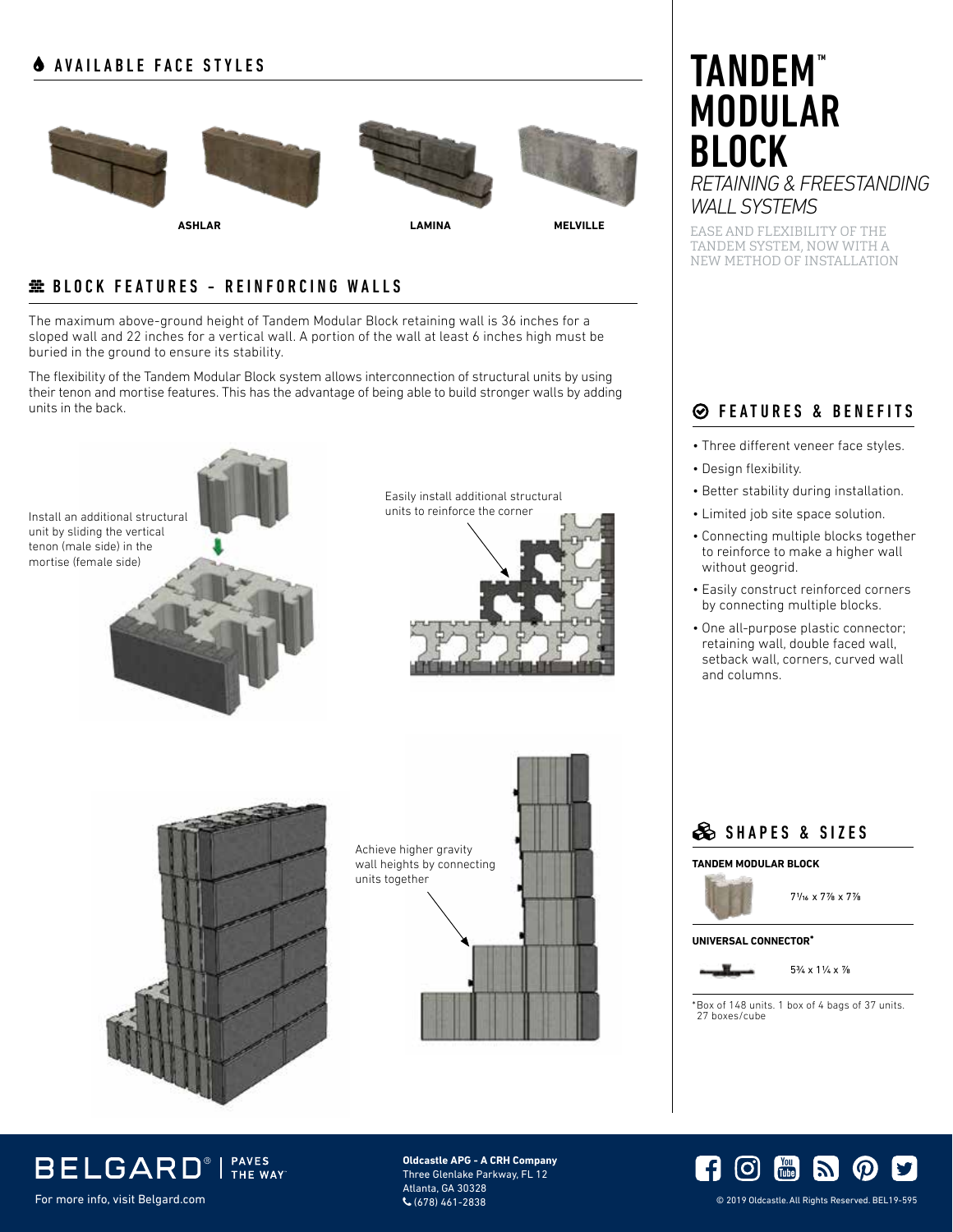# TANDEM™ MODULAR BLOCK

*RETAINING & FREESTANDING WALL SYSTEMS*

EASE AND FLEXIBILITY OF THE TANDEM SYSTEM, NOW WITH A NEW METHOD OF INSTALLATION

## AVAILABLE FACE STYLES

ASHLAR

LAMINA

MELVILLE

## BLOCK FEATURES - REINFORCING WALLS

The maximum above-ground height of Tandem Modular Block retaining wall is 36 inches for a sloped wall and 22 inches for a vertical wall. A portion of the wall at least 6 inches high must be buried in the ground to ensure its stability.

The flexibility of the Tandem Modular Block system allows interconnection of structural units by using their tenon and mortise features. This has the advantage of being able to build stronger walls by adding units in the back.

Install an additional structural unit by sliding the vertical tenon (male side) in the mortise (female side)

Easily install additional structural units to reinforce the corner

Achieve higher gravity wall heights by connecting units together

## FEATURES & BENEFITS

- Three different veneer face styles.
- Design flexibility.
- Better stability during installation.
- Limited job site space solution.
- Connecting multiple blocks together to reinforce to make a higher wall without geogrid.
- Easily construct reinforced corners by connecting multiple blocks.
- One all-purpose plastic connector; retaining wall, double faced wall, setback wall, corners, curved wall and columns.

## SHAPES & SIZES

**TANDEM MODULAR BLOCK**

7¹⁄₁₆ x 7⅞ x 7⅞

**UNIVERSAL CONNECTOR***

5¾ x 1¼ x ⅞

*Box of 148 units. 1 box of 4 bags of 37 units. 27 boxes/cube

BELGARD® | PAVES THE WAY™

For more info, visit Belgard.com

**Oldcastle APG - A CRH Company**
Three Glenlake Parkway, FL 12
Atlanta, GA 30328
(678) 461-2838

© 2019 Oldcastle. All Rights Reserved. BEL19-595